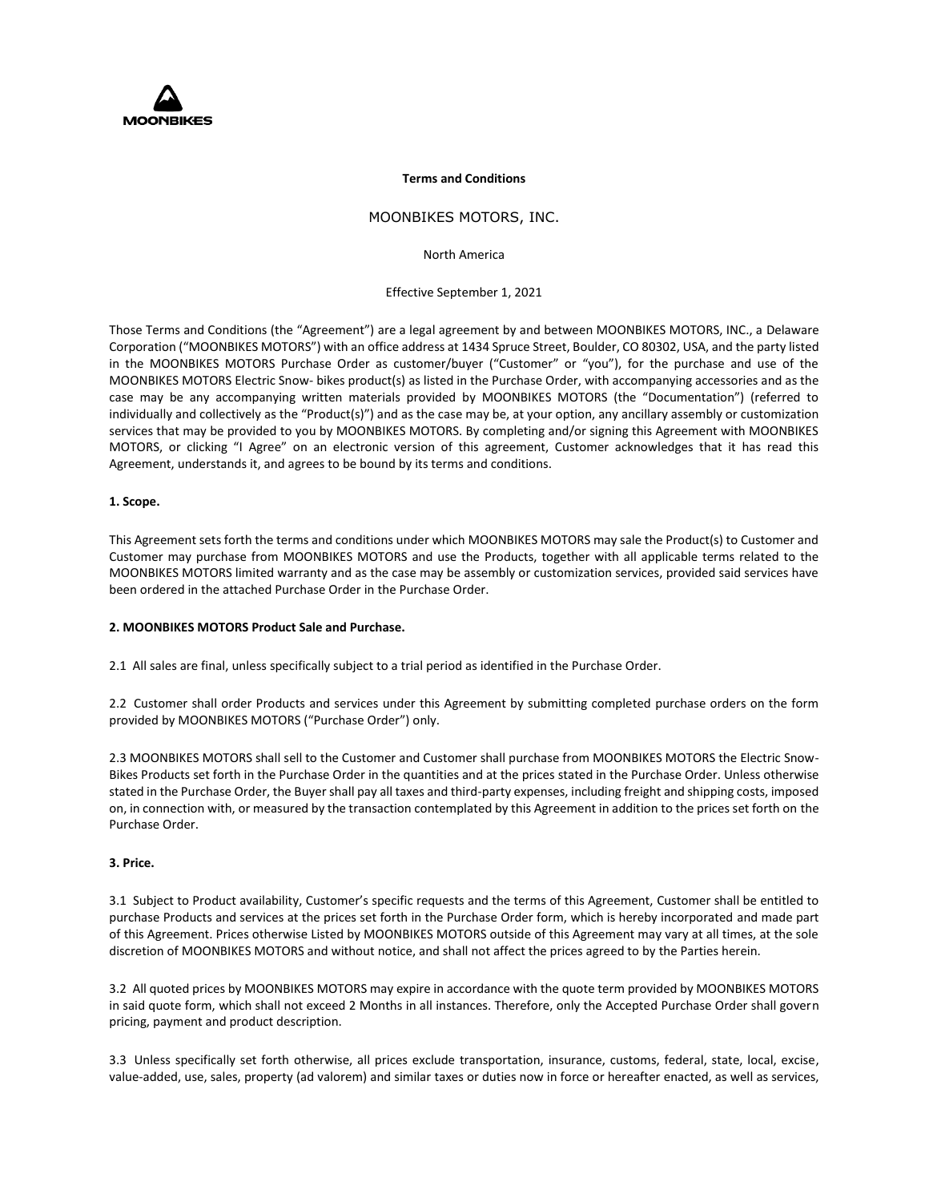MOONBIKES

**Terms and Conditions**

MOONBIKES MOTORS, INC.

North America

Effective September 1, 2021

Those Terms and Conditions (the "Agreement") are a legal agreement by and between MOONBIKES MOTORS, INC., a Delaware Corporation ("MOONBIKES MOTORS") with an office address at 1434 Spruce Street, Boulder, CO 80302, USA, and the party listed in the MOONBIKES MOTORS Purchase Order as customer/buyer ("Customer" or "you"), for the purchase and use of the MOONBIKES MOTORS Electric Snow- bikes product(s) as listed in the Purchase Order, with accompanying accessories and as the case may be any accompanying written materials provided by MOONBIKES MOTORS (the "Documentation") (referred to individually and collectively as the "Product(s)") and as the case may be, at your option, any ancillary assembly or customization services that may be provided to you by MOONBIKES MOTORS. By completing and/or signing this Agreement with MOONBIKES MOTORS, or clicking "I Agree" on an electronic version of this agreement, Customer acknowledges that it has read this Agreement, understands it, and agrees to be bound by its terms and conditions.

**1. Scope.**

This Agreement sets forth the terms and conditions under which MOONBIKES MOTORS may sale the Product(s) to Customer and Customer may purchase from MOONBIKES MOTORS and use the Products, together with all applicable terms related to the MOONBIKES MOTORS limited warranty and as the case may be assembly or customization services, provided said services have been ordered in the attached Purchase Order in the Purchase Order.

**2. MOONBIKES MOTORS Product Sale and Purchase.**

2.1 All sales are final, unless specifically subject to a trial period as identified in the Purchase Order.

2.2 Customer shall order Products and services under this Agreement by submitting completed purchase orders on the form provided by MOONBIKES MOTORS ("Purchase Order") only.

2.3 MOONBIKES MOTORS shall sell to the Customer and Customer shall purchase from MOONBIKES MOTORS the Electric Snow-Bikes Products set forth in the Purchase Order in the quantities and at the prices stated in the Purchase Order. Unless otherwise stated in the Purchase Order, the Buyer shall pay all taxes and third-party expenses, including freight and shipping costs, imposed on, in connection with, or measured by the transaction contemplated by this Agreement in addition to the prices set forth on the Purchase Order.

**3. Price.**

3.1 Subject to Product availability, Customer's specific requests and the terms of this Agreement, Customer shall be entitled to purchase Products and services at the prices set forth in the Purchase Order form, which is hereby incorporated and made part of this Agreement. Prices otherwise Listed by MOONBIKES MOTORS outside of this Agreement may vary at all times, at the sole discretion of MOONBIKES MOTORS and without notice, and shall not affect the prices agreed to by the Parties herein.

3.2 All quoted prices by MOONBIKES MOTORS may expire in accordance with the quote term provided by MOONBIKES MOTORS in said quote form, which shall not exceed 2 Months in all instances. Therefore, only the Accepted Purchase Order shall govern pricing, payment and product description.

3.3 Unless specifically set forth otherwise, all prices exclude transportation, insurance, customs, federal, state, local, excise, value-added, use, sales, property (ad valorem) and similar taxes or duties now in force or hereafter enacted, as well as services,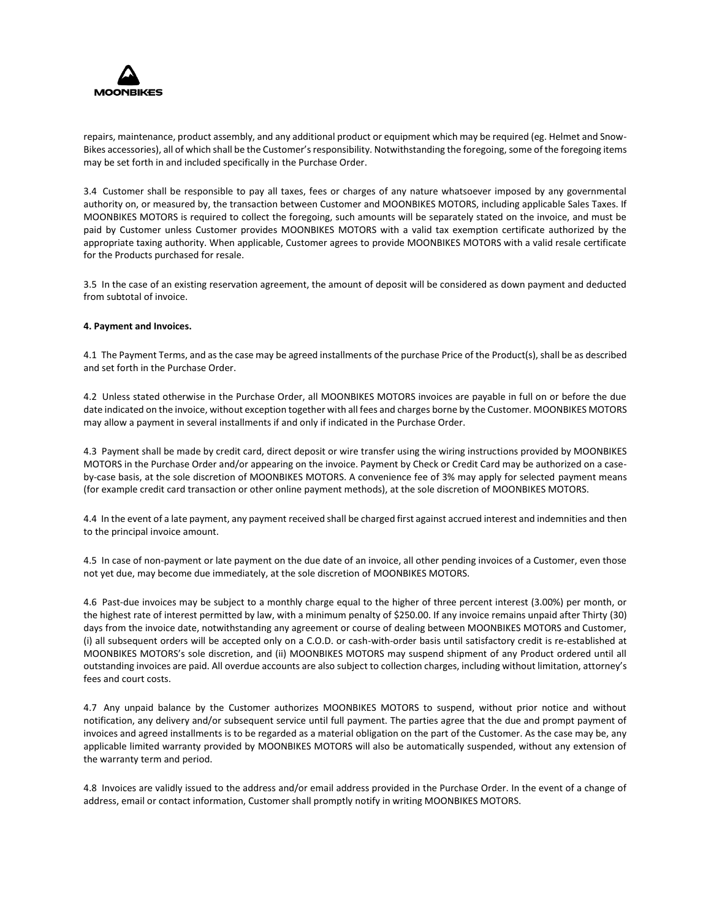repairs, maintenance, product assembly, and any additional product or equipment which may be required (eg. Helmet and Snow-Bikes accessories), all of which shall be the Customer's responsibility. Notwithstanding the foregoing, some of the foregoing items may be set forth in and included specifically in the Purchase Order.

3.4 Customer shall be responsible to pay all taxes, fees or charges of any nature whatsoever imposed by any governmental authority on, or measured by, the transaction between Customer and MOONBIKES MOTORS, including applicable Sales Taxes. If MOONBIKES MOTORS is required to collect the foregoing, such amounts will be separately stated on the invoice, and must be paid by Customer unless Customer provides MOONBIKES MOTORS with a valid tax exemption certificate authorized by the appropriate taxing authority. When applicable, Customer agrees to provide MOONBIKES MOTORS with a valid resale certificate for the Products purchased for resale.

3.5 In the case of an existing reservation agreement, the amount of deposit will be considered as down payment and deducted from subtotal of invoice.

**4. Payment and Invoices.**

4.1 The Payment Terms, and as the case may be agreed installments of the purchase Price of the Product(s), shall be as described and set forth in the Purchase Order.

4.2 Unless stated otherwise in the Purchase Order, all MOONBIKES MOTORS invoices are payable in full on or before the due date indicated on the invoice, without exception together with all fees and charges borne by the Customer. MOONBIKES MOTORS may allow a payment in several installments if and only if indicated in the Purchase Order.

4.3 Payment shall be made by credit card, direct deposit or wire transfer using the wiring instructions provided by MOONBIKES MOTORS in the Purchase Order and/or appearing on the invoice. Payment by Check or Credit Card may be authorized on a case-by-case basis, at the sole discretion of MOONBIKES MOTORS. A convenience fee of 3% may apply for selected payment means (for example credit card transaction or other online payment methods), at the sole discretion of MOONBIKES MOTORS.

4.4 In the event of a late payment, any payment received shall be charged first against accrued interest and indemnities and then to the principal invoice amount.

4.5 In case of non-payment or late payment on the due date of an invoice, all other pending invoices of a Customer, even those not yet due, may become due immediately, at the sole discretion of MOONBIKES MOTORS.

4.6 Past-due invoices may be subject to a monthly charge equal to the higher of three percent interest (3.00%) per month, or the highest rate of interest permitted by law, with a minimum penalty of $250.00. If any invoice remains unpaid after Thirty (30) days from the invoice date, notwithstanding any agreement or course of dealing between MOONBIKES MOTORS and Customer, (i) all subsequent orders will be accepted only on a C.O.D. or cash-with-order basis until satisfactory credit is re-established at MOONBIKES MOTORS's sole discretion, and (ii) MOONBIKES MOTORS may suspend shipment of any Product ordered until all outstanding invoices are paid. All overdue accounts are also subject to collection charges, including without limitation, attorney's fees and court costs.

4.7 Any unpaid balance by the Customer authorizes MOONBIKES MOTORS to suspend, without prior notice and without notification, any delivery and/or subsequent service until full payment. The parties agree that the due and prompt payment of invoices and agreed installments is to be regarded as a material obligation on the part of the Customer. As the case may be, any applicable limited warranty provided by MOONBIKES MOTORS will also be automatically suspended, without any extension of the warranty term and period.

4.8 Invoices are validly issued to the address and/or email address provided in the Purchase Order. In the event of a change of address, email or contact information, Customer shall promptly notify in writing MOONBIKES MOTORS.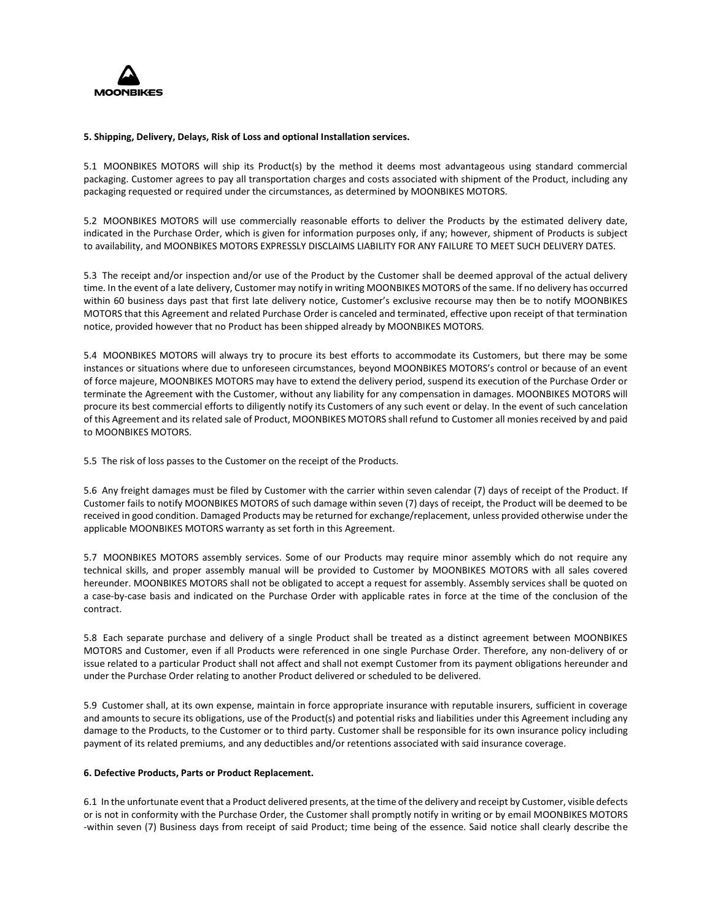**5. Shipping, Delivery, Delays, Risk of Loss and optional Installation services.**

5.1 MOONBIKES MOTORS will ship its Product(s) by the method it deems most advantageous using standard commercial packaging. Customer agrees to pay all transportation charges and costs associated with shipment of the Product, including any packaging requested or required under the circumstances, as determined by MOONBIKES MOTORS.

5.2 MOONBIKES MOTORS will use commercially reasonable efforts to deliver the Products by the estimated delivery date, indicated in the Purchase Order, which is given for information purposes only, if any; however, shipment of Products is subject to availability, and MOONBIKES MOTORS EXPRESSLY DISCLAIMS LIABILITY FOR ANY FAILURE TO MEET SUCH DELIVERY DATES.

5.3 The receipt and/or inspection and/or use of the Product by the Customer shall be deemed approval of the actual delivery time. In the event of a late delivery, Customer may notify in writing MOONBIKES MOTORS of the same. If no delivery has occurred within 60 business days past that first late delivery notice, Customer's exclusive recourse may then be to notify MOONBIKES MOTORS that this Agreement and related Purchase Order is canceled and terminated, effective upon receipt of that termination notice, provided however that no Product has been shipped already by MOONBIKES MOTORS.

5.4 MOONBIKES MOTORS will always try to procure its best efforts to accommodate its Customers, but there may be some instances or situations where due to unforeseen circumstances, beyond MOONBIKES MOTORS's control or because of an event of force majeure, MOONBIKES MOTORS may have to extend the delivery period, suspend its execution of the Purchase Order or terminate the Agreement with the Customer, without any liability for any compensation in damages. MOONBIKES MOTORS will procure its best commercial efforts to diligently notify its Customers of any such event or delay. In the event of such cancelation of this Agreement and its related sale of Product, MOONBIKES MOTORS shall refund to Customer all monies received by and paid to MOONBIKES MOTORS.

5.5 The risk of loss passes to the Customer on the receipt of the Products.

5.6 Any freight damages must be filed by Customer with the carrier within seven calendar (7) days of receipt of the Product. If Customer fails to notify MOONBIKES MOTORS of such damage within seven (7) days of receipt, the Product will be deemed to be received in good condition. Damaged Products may be returned for exchange/replacement, unless provided otherwise under the applicable MOONBIKES MOTORS warranty as set forth in this Agreement.

5.7 MOONBIKES MOTORS assembly services. Some of our Products may require minor assembly which do not require any technical skills, and proper assembly manual will be provided to Customer by MOONBIKES MOTORS with all sales covered hereunder. MOONBIKES MOTORS shall not be obligated to accept a request for assembly. Assembly services shall be quoted on a case-by-case basis and indicated on the Purchase Order with applicable rates in force at the time of the conclusion of the contract.

5.8 Each separate purchase and delivery of a single Product shall be treated as a distinct agreement between MOONBIKES MOTORS and Customer, even if all Products were referenced in one single Purchase Order. Therefore, any non-delivery of or issue related to a particular Product shall not affect and shall not exempt Customer from its payment obligations hereunder and under the Purchase Order relating to another Product delivered or scheduled to be delivered.

5.9 Customer shall, at its own expense, maintain in force appropriate insurance with reputable insurers, sufficient in coverage and amounts to secure its obligations, use of the Product(s) and potential risks and liabilities under this Agreement including any damage to the Products, to the Customer or to third party. Customer shall be responsible for its own insurance policy including payment of its related premiums, and any deductibles and/or retentions associated with said insurance coverage.

**6. Defective Products, Parts or Product Replacement.**

6.1 In the unfortunate event that a Product delivered presents, at the time of the delivery and receipt by Customer, visible defects or is not in conformity with the Purchase Order, the Customer shall promptly notify in writing or by email MOONBIKES MOTORS -within seven (7) Business days from receipt of said Product; time being of the essence. Said notice shall clearly describe the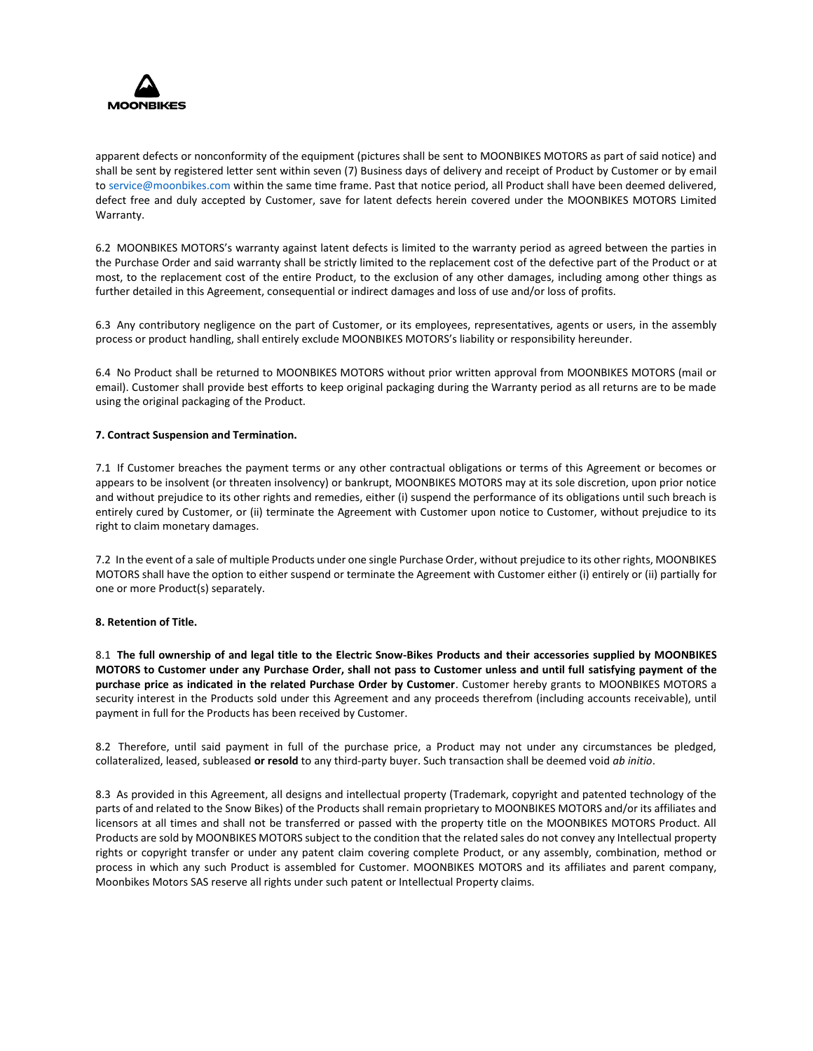apparent defects or nonconformity of the equipment (pictures shall be sent to MOONBIKES MOTORS as part of said notice) and shall be sent by registered letter sent within seven (7) Business days of delivery and receipt of Product by Customer or by email to service@moonbikes.com within the same time frame. Past that notice period, all Product shall have been deemed delivered, defect free and duly accepted by Customer, save for latent defects herein covered under the MOONBIKES MOTORS Limited Warranty.

6.2 MOONBIKES MOTORS's warranty against latent defects is limited to the warranty period as agreed between the parties in the Purchase Order and said warranty shall be strictly limited to the replacement cost of the defective part of the Product or at most, to the replacement cost of the entire Product, to the exclusion of any other damages, including among other things as further detailed in this Agreement, consequential or indirect damages and loss of use and/or loss of profits.

6.3 Any contributory negligence on the part of Customer, or its employees, representatives, agents or users, in the assembly process or product handling, shall entirely exclude MOONBIKES MOTORS's liability or responsibility hereunder.

6.4 No Product shall be returned to MOONBIKES MOTORS without prior written approval from MOONBIKES MOTORS (mail or email). Customer shall provide best efforts to keep original packaging during the Warranty period as all returns are to be made using the original packaging of the Product.

**7. Contract Suspension and Termination.**

7.1 If Customer breaches the payment terms or any other contractual obligations or terms of this Agreement or becomes or appears to be insolvent (or threaten insolvency) or bankrupt, MOONBIKES MOTORS may at its sole discretion, upon prior notice and without prejudice to its other rights and remedies, either (i) suspend the performance of its obligations until such breach is entirely cured by Customer, or (ii) terminate the Agreement with Customer upon notice to Customer, without prejudice to its right to claim monetary damages.

7.2 In the event of a sale of multiple Products under one single Purchase Order, without prejudice to its other rights, MOONBIKES MOTORS shall have the option to either suspend or terminate the Agreement with Customer either (i) entirely or (ii) partially for one or more Product(s) separately.

**8. Retention of Title.**

8.1 **The full ownership of and legal title to the Electric Snow-Bikes Products and their accessories supplied by MOONBIKES MOTORS to Customer under any Purchase Order, shall not pass to Customer unless and until full satisfying payment of the purchase price as indicated in the related Purchase Order by Customer**. Customer hereby grants to MOONBIKES MOTORS a security interest in the Products sold under this Agreement and any proceeds therefrom (including accounts receivable), until payment in full for the Products has been received by Customer.

8.2 Therefore, until said payment in full of the purchase price, a Product may not under any circumstances be pledged, collateralized, leased, subleased **or resold** to any third-party buyer. Such transaction shall be deemed void *ab initio*.

8.3 As provided in this Agreement, all designs and intellectual property (Trademark, copyright and patented technology of the parts of and related to the Snow Bikes) of the Products shall remain proprietary to MOONBIKES MOTORS and/or its affiliates and licensors at all times and shall not be transferred or passed with the property title on the MOONBIKES MOTORS Product. All Products are sold by MOONBIKES MOTORS subject to the condition that the related sales do not convey any Intellectual property rights or copyright transfer or under any patent claim covering complete Product, or any assembly, combination, method or process in which any such Product is assembled for Customer. MOONBIKES MOTORS and its affiliates and parent company, Moonbikes Motors SAS reserve all rights under such patent or Intellectual Property claims.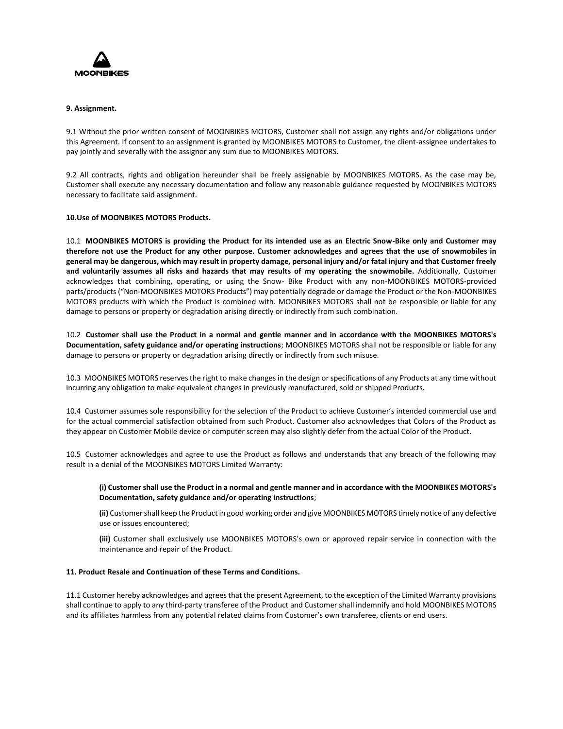### 9. Assignment.

9.1 Without the prior written consent of MOONBIKES MOTORS, Customer shall not assign any rights and/or obligations under this Agreement. If consent to an assignment is granted by MOONBIKES MOTORS to Customer, the client-assignee undertakes to pay jointly and severally with the assignor any sum due to MOONBIKES MOTORS.

9.2 All contracts, rights and obligation hereunder shall be freely assignable by MOONBIKES MOTORS. As the case may be, Customer shall execute any necessary documentation and follow any reasonable guidance requested by MOONBIKES MOTORS necessary to facilitate said assignment.

### 10.Use of MOONBIKES MOTORS Products.

10.1 **MOONBIKES MOTORS is providing the Product for its intended use as an Electric Snow-Bike only and Customer may therefore not use the Product for any other purpose. Customer acknowledges and agrees that the use of snowmobiles in general may be dangerous, which may result in property damage, personal injury and/or fatal injury and that Customer freely and voluntarily assumes all risks and hazards that may results of my operating the snowmobile.** Additionally, Customer acknowledges that combining, operating, or using the Snow- Bike Product with any non-MOONBIKES MOTORS-provided parts/products ("Non-MOONBIKES MOTORS Products") may potentially degrade or damage the Product or the Non-MOONBIKES MOTORS products with which the Product is combined with. MOONBIKES MOTORS shall not be responsible or liable for any damage to persons or property or degradation arising directly or indirectly from such combination.

10.2 **Customer shall use the Product in a normal and gentle manner and in accordance with the MOONBIKES MOTORS's Documentation, safety guidance and/or operating instructions**; MOONBIKES MOTORS shall not be responsible or liable for any damage to persons or property or degradation arising directly or indirectly from such misuse.

10.3 MOONBIKES MOTORS reserves the right to make changes in the design or specifications of any Products at any time without incurring any obligation to make equivalent changes in previously manufactured, sold or shipped Products.

10.4 Customer assumes sole responsibility for the selection of the Product to achieve Customer's intended commercial use and for the actual commercial satisfaction obtained from such Product. Customer also acknowledges that Colors of the Product as they appear on Customer Mobile device or computer screen may also slightly defer from the actual Color of the Product.

10.5 Customer acknowledges and agree to use the Product as follows and understands that any breach of the following may result in a denial of the MOONBIKES MOTORS Limited Warranty:

> **(i) Customer shall use the Product in a normal and gentle manner and in accordance with the MOONBIKES MOTORS's Documentation, safety guidance and/or operating instructions**;
>
> **(ii)** Customer shall keep the Product in good working order and give MOONBIKES MOTORS timely notice of any defective use or issues encountered;
>
> **(iii)** Customer shall exclusively use MOONBIKES MOTORS's own or approved repair service in connection with the maintenance and repair of the Product.

### 11. Product Resale and Continuation of these Terms and Conditions.

11.1 Customer hereby acknowledges and agrees that the present Agreement, to the exception of the Limited Warranty provisions shall continue to apply to any third-party transferee of the Product and Customer shall indemnify and hold MOONBIKES MOTORS and its affiliates harmless from any potential related claims from Customer's own transferee, clients or end users.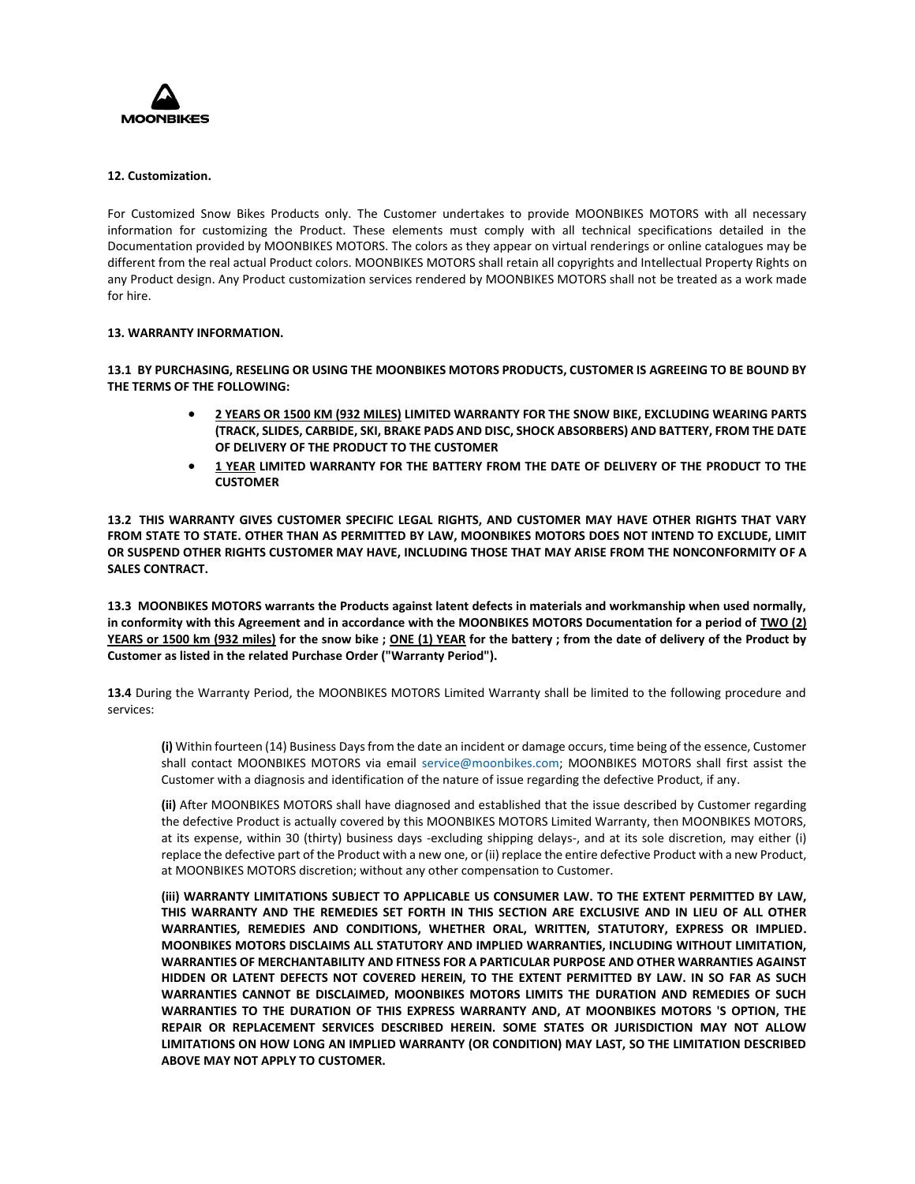**12. Customization.**

For Customized Snow Bikes Products only. The Customer undertakes to provide MOONBIKES MOTORS with all necessary information for customizing the Product. These elements must comply with all technical specifications detailed in the Documentation provided by MOONBIKES MOTORS. The colors as they appear on virtual renderings or online catalogues may be different from the real actual Product colors. MOONBIKES MOTORS shall retain all copyrights and Intellectual Property Rights on any Product design. Any Product customization services rendered by MOONBIKES MOTORS shall not be treated as a work made for hire.

**13. WARRANTY INFORMATION.**

**13.1 BY PURCHASING, RESELING OR USING THE MOONBIKES MOTORS PRODUCTS, CUSTOMER IS AGREEING TO BE BOUND BY THE TERMS OF THE FOLLOWING:**

- **<u>2 YEARS OR 1500 KM (932 MILES)</u> LIMITED WARRANTY FOR THE SNOW BIKE, EXCLUDING WEARING PARTS (TRACK, SLIDES, CARBIDE, SKI, BRAKE PADS AND DISC, SHOCK ABSORBERS) AND BATTERY, FROM THE DATE OF DELIVERY OF THE PRODUCT TO THE CUSTOMER**
- **<u>1 YEAR</u> LIMITED WARRANTY FOR THE BATTERY FROM THE DATE OF DELIVERY OF THE PRODUCT TO THE CUSTOMER**

**13.2 THIS WARRANTY GIVES CUSTOMER SPECIFIC LEGAL RIGHTS, AND CUSTOMER MAY HAVE OTHER RIGHTS THAT VARY FROM STATE TO STATE. OTHER THAN AS PERMITTED BY LAW, MOONBIKES MOTORS DOES NOT INTEND TO EXCLUDE, LIMIT OR SUSPEND OTHER RIGHTS CUSTOMER MAY HAVE, INCLUDING THOSE THAT MAY ARISE FROM THE NONCONFORMITY OF A SALES CONTRACT.**

**13.3 MOONBIKES MOTORS warrants the Products against latent defects in materials and workmanship when used normally, in conformity with this Agreement and in accordance with the MOONBIKES MOTORS Documentation for a period of <u>TWO (2) YEARS or 1500 km (932 miles)</u> for the snow bike ; <u>ONE (1) YEAR</u> for the battery ; from the date of delivery of the Product by Customer as listed in the related Purchase Order ("Warranty Period").**

**13.4** During the Warranty Period, the MOONBIKES MOTORS Limited Warranty shall be limited to the following procedure and services:

> **(i)** Within fourteen (14) Business Days from the date an incident or damage occurs, time being of the essence, Customer shall contact MOONBIKES MOTORS via email service@moonbikes.com; MOONBIKES MOTORS shall first assist the Customer with a diagnosis and identification of the nature of issue regarding the defective Product, if any.
>
> **(ii)** After MOONBIKES MOTORS shall have diagnosed and established that the issue described by Customer regarding the defective Product is actually covered by this MOONBIKES MOTORS Limited Warranty, then MOONBIKES MOTORS, at its expense, within 30 (thirty) business days -excluding shipping delays-, and at its sole discretion, may either (i) replace the defective part of the Product with a new one, or (ii) replace the entire defective Product with a new Product, at MOONBIKES MOTORS discretion; without any other compensation to Customer.
>
> **(iii) WARRANTY LIMITATIONS SUBJECT TO APPLICABLE US CONSUMER LAW. TO THE EXTENT PERMITTED BY LAW, THIS WARRANTY AND THE REMEDIES SET FORTH IN THIS SECTION ARE EXCLUSIVE AND IN LIEU OF ALL OTHER WARRANTIES, REMEDIES AND CONDITIONS, WHETHER ORAL, WRITTEN, STATUTORY, EXPRESS OR IMPLIED. MOONBIKES MOTORS DISCLAIMS ALL STATUTORY AND IMPLIED WARRANTIES, INCLUDING WITHOUT LIMITATION, WARRANTIES OF MERCHANTABILITY AND FITNESS FOR A PARTICULAR PURPOSE AND OTHER WARRANTIES AGAINST HIDDEN OR LATENT DEFECTS NOT COVERED HEREIN, TO THE EXTENT PERMITTED BY LAW. IN SO FAR AS SUCH WARRANTIES CANNOT BE DISCLAIMED, MOONBIKES MOTORS LIMITS THE DURATION AND REMEDIES OF SUCH WARRANTIES TO THE DURATION OF THIS EXPRESS WARRANTY AND, AT MOONBIKES MOTORS 'S OPTION, THE REPAIR OR REPLACEMENT SERVICES DESCRIBED HEREIN. SOME STATES OR JURISDICTION MAY NOT ALLOW LIMITATIONS ON HOW LONG AN IMPLIED WARRANTY (OR CONDITION) MAY LAST, SO THE LIMITATION DESCRIBED ABOVE MAY NOT APPLY TO CUSTOMER.**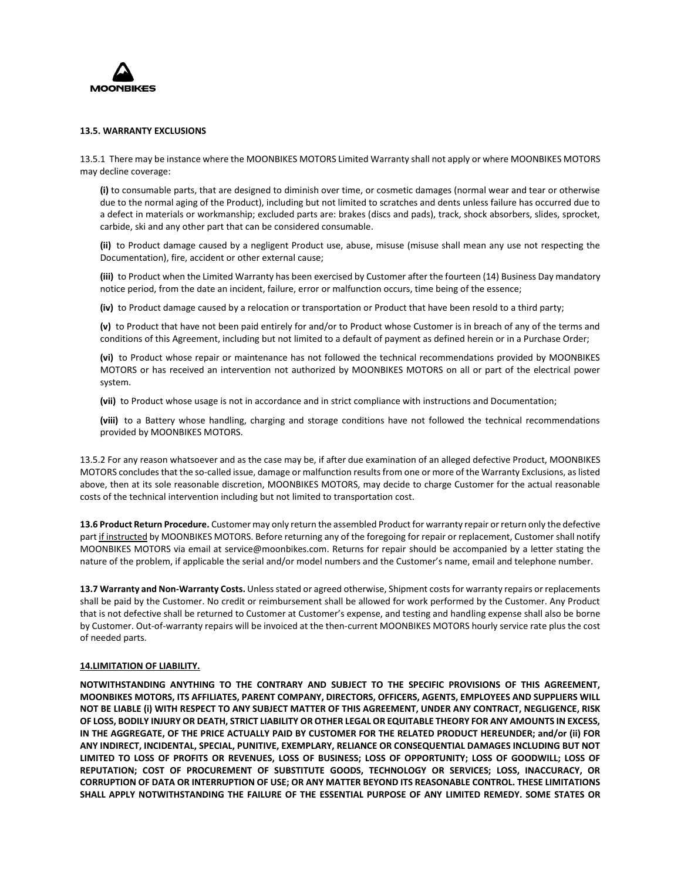**13.5. WARRANTY EXCLUSIONS**

13.5.1 There may be instance where the MOONBIKES MOTORS Limited Warranty shall not apply or where MOONBIKES MOTORS may decline coverage:

**(i)** to consumable parts, that are designed to diminish over time, or cosmetic damages (normal wear and tear or otherwise due to the normal aging of the Product), including but not limited to scratches and dents unless failure has occurred due to a defect in materials or workmanship; excluded parts are: brakes (discs and pads), track, shock absorbers, slides, sprocket, carbide, ski and any other part that can be considered consumable.

**(ii)** to Product damage caused by a negligent Product use, abuse, misuse (misuse shall mean any use not respecting the Documentation), fire, accident or other external cause;

**(iii)** to Product when the Limited Warranty has been exercised by Customer after the fourteen (14) Business Day mandatory notice period, from the date an incident, failure, error or malfunction occurs, time being of the essence;

**(iv)** to Product damage caused by a relocation or transportation or Product that have been resold to a third party;

**(v)** to Product that have not been paid entirely for and/or to Product whose Customer is in breach of any of the terms and conditions of this Agreement, including but not limited to a default of payment as defined herein or in a Purchase Order;

**(vi)** to Product whose repair or maintenance has not followed the technical recommendations provided by MOONBIKES MOTORS or has received an intervention not authorized by MOONBIKES MOTORS on all or part of the electrical power system.

**(vii)** to Product whose usage is not in accordance and in strict compliance with instructions and Documentation;

**(viii)** to a Battery whose handling, charging and storage conditions have not followed the technical recommendations provided by MOONBIKES MOTORS.

13.5.2 For any reason whatsoever and as the case may be, if after due examination of an alleged defective Product, MOONBIKES MOTORS concludes that the so-called issue, damage or malfunction results from one or more of the Warranty Exclusions, as listed above, then at its sole reasonable discretion, MOONBIKES MOTORS, may decide to charge Customer for the actual reasonable costs of the technical intervention including but not limited to transportation cost.

**13.6 Product Return Procedure.** Customer may only return the assembled Product for warranty repair or return only the defective part if instructed by MOONBIKES MOTORS. Before returning any of the foregoing for repair or replacement, Customer shall notify MOONBIKES MOTORS via email at service@moonbikes.com. Returns for repair should be accompanied by a letter stating the nature of the problem, if applicable the serial and/or model numbers and the Customer's name, email and telephone number.

**13.7 Warranty and Non-Warranty Costs.** Unless stated or agreed otherwise, Shipment costs for warranty repairs or replacements shall be paid by the Customer. No credit or reimbursement shall be allowed for work performed by the Customer. Any Product that is not defective shall be returned to Customer at Customer's expense, and testing and handling expense shall also be borne by Customer. Out-of-warranty repairs will be invoiced at the then-current MOONBIKES MOTORS hourly service rate plus the cost of needed parts.

**14.LIMITATION OF LIABILITY.**

**NOTWITHSTANDING ANYTHING TO THE CONTRARY AND SUBJECT TO THE SPECIFIC PROVISIONS OF THIS AGREEMENT, MOONBIKES MOTORS, ITS AFFILIATES, PARENT COMPANY, DIRECTORS, OFFICERS, AGENTS, EMPLOYEES AND SUPPLIERS WILL NOT BE LIABLE (i) WITH RESPECT TO ANY SUBJECT MATTER OF THIS AGREEMENT, UNDER ANY CONTRACT, NEGLIGENCE, RISK OF LOSS, BODILY INJURY OR DEATH, STRICT LIABILITY OR OTHER LEGAL OR EQUITABLE THEORY FOR ANY AMOUNTS IN EXCESS, IN THE AGGREGATE, OF THE PRICE ACTUALLY PAID BY CUSTOMER FOR THE RELATED PRODUCT HEREUNDER; and/or (ii) FOR ANY INDIRECT, INCIDENTAL, SPECIAL, PUNITIVE, EXEMPLARY, RELIANCE OR CONSEQUENTIAL DAMAGES INCLUDING BUT NOT LIMITED TO LOSS OF PROFITS OR REVENUES, LOSS OF BUSINESS; LOSS OF OPPORTUNITY; LOSS OF GOODWILL; LOSS OF REPUTATION; COST OF PROCUREMENT OF SUBSTITUTE GOODS, TECHNOLOGY OR SERVICES; LOSS, INACCURACY, OR CORRUPTION OF DATA OR INTERRUPTION OF USE; OR ANY MATTER BEYOND ITS REASONABLE CONTROL. THESE LIMITATIONS SHALL APPLY NOTWITHSTANDING THE FAILURE OF THE ESSENTIAL PURPOSE OF ANY LIMITED REMEDY. SOME STATES OR**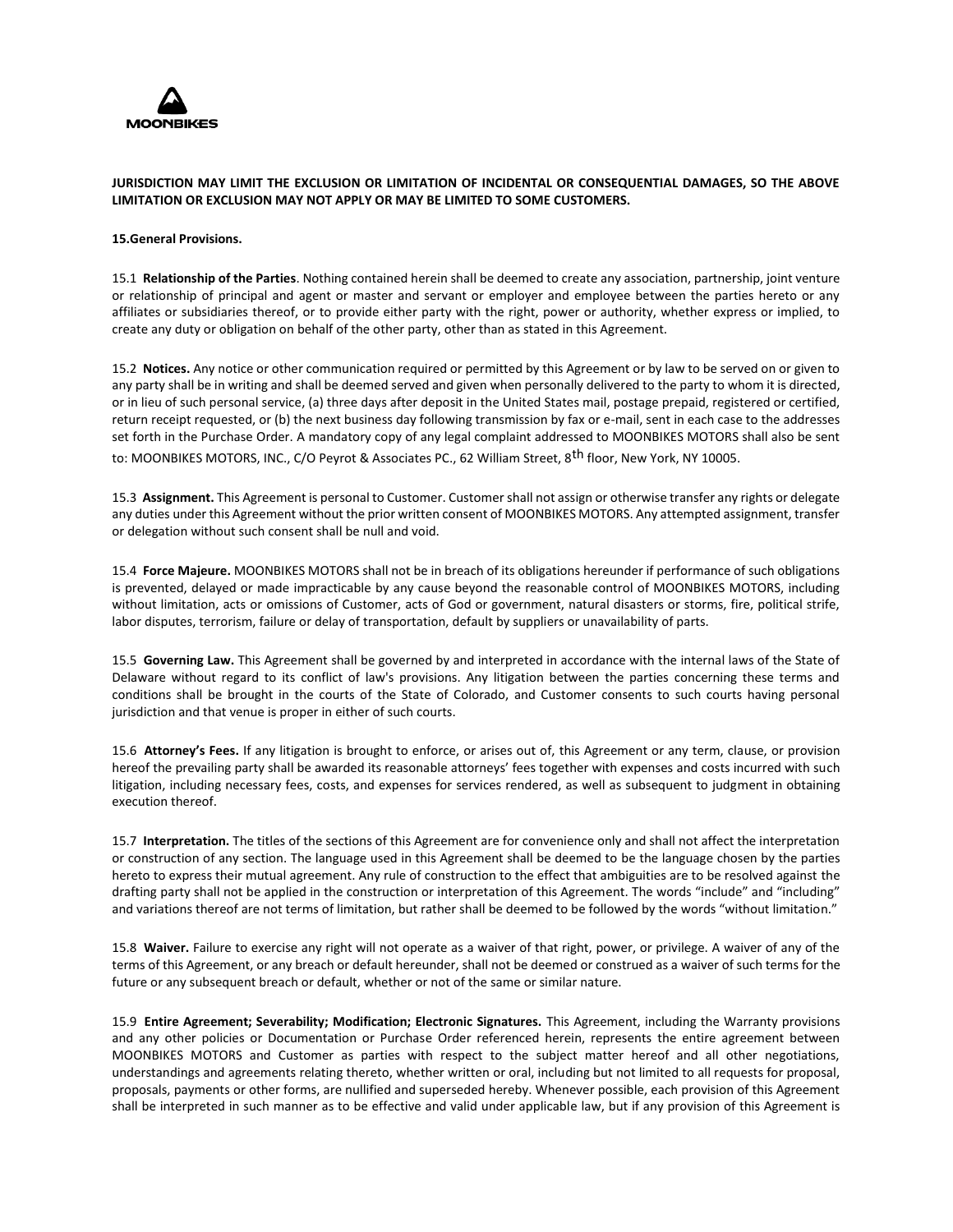**JURISDICTION MAY LIMIT THE EXCLUSION OR LIMITATION OF INCIDENTAL OR CONSEQUENTIAL DAMAGES, SO THE ABOVE LIMITATION OR EXCLUSION MAY NOT APPLY OR MAY BE LIMITED TO SOME CUSTOMERS.**

**15.General Provisions.**

15.1 **Relationship of the Parties**. Nothing contained herein shall be deemed to create any association, partnership, joint venture or relationship of principal and agent or master and servant or employer and employee between the parties hereto or any affiliates or subsidiaries thereof, or to provide either party with the right, power or authority, whether express or implied, to create any duty or obligation on behalf of the other party, other than as stated in this Agreement.

15.2 **Notices.** Any notice or other communication required or permitted by this Agreement or by law to be served on or given to any party shall be in writing and shall be deemed served and given when personally delivered to the party to whom it is directed, or in lieu of such personal service, (a) three days after deposit in the United States mail, postage prepaid, registered or certified, return receipt requested, or (b) the next business day following transmission by fax or e-mail, sent in each case to the addresses set forth in the Purchase Order. A mandatory copy of any legal complaint addressed to MOONBIKES MOTORS shall also be sent to: MOONBIKES MOTORS, INC., C/O Peyrot & Associates PC., 62 William Street, 8th floor, New York, NY 10005.

15.3 **Assignment.** This Agreement is personal to Customer. Customer shall not assign or otherwise transfer any rights or delegate any duties under this Agreement without the prior written consent of MOONBIKES MOTORS. Any attempted assignment, transfer or delegation without such consent shall be null and void.

15.4 **Force Majeure.** MOONBIKES MOTORS shall not be in breach of its obligations hereunder if performance of such obligations is prevented, delayed or made impracticable by any cause beyond the reasonable control of MOONBIKES MOTORS, including without limitation, acts or omissions of Customer, acts of God or government, natural disasters or storms, fire, political strife, labor disputes, terrorism, failure or delay of transportation, default by suppliers or unavailability of parts.

15.5 **Governing Law.** This Agreement shall be governed by and interpreted in accordance with the internal laws of the State of Delaware without regard to its conflict of law's provisions. Any litigation between the parties concerning these terms and conditions shall be brought in the courts of the State of Colorado, and Customer consents to such courts having personal jurisdiction and that venue is proper in either of such courts.

15.6 **Attorney's Fees.** If any litigation is brought to enforce, or arises out of, this Agreement or any term, clause, or provision hereof the prevailing party shall be awarded its reasonable attorneys' fees together with expenses and costs incurred with such litigation, including necessary fees, costs, and expenses for services rendered, as well as subsequent to judgment in obtaining execution thereof.

15.7 **Interpretation.** The titles of the sections of this Agreement are for convenience only and shall not affect the interpretation or construction of any section. The language used in this Agreement shall be deemed to be the language chosen by the parties hereto to express their mutual agreement. Any rule of construction to the effect that ambiguities are to be resolved against the drafting party shall not be applied in the construction or interpretation of this Agreement. The words "include" and "including" and variations thereof are not terms of limitation, but rather shall be deemed to be followed by the words "without limitation."

15.8 **Waiver.** Failure to exercise any right will not operate as a waiver of that right, power, or privilege. A waiver of any of the terms of this Agreement, or any breach or default hereunder, shall not be deemed or construed as a waiver of such terms for the future or any subsequent breach or default, whether or not of the same or similar nature.

15.9 **Entire Agreement; Severability; Modification; Electronic Signatures.** This Agreement, including the Warranty provisions and any other policies or Documentation or Purchase Order referenced herein, represents the entire agreement between MOONBIKES MOTORS and Customer as parties with respect to the subject matter hereof and all other negotiations, understandings and agreements relating thereto, whether written or oral, including but not limited to all requests for proposal, proposals, payments or other forms, are nullified and superseded hereby. Whenever possible, each provision of this Agreement shall be interpreted in such manner as to be effective and valid under applicable law, but if any provision of this Agreement is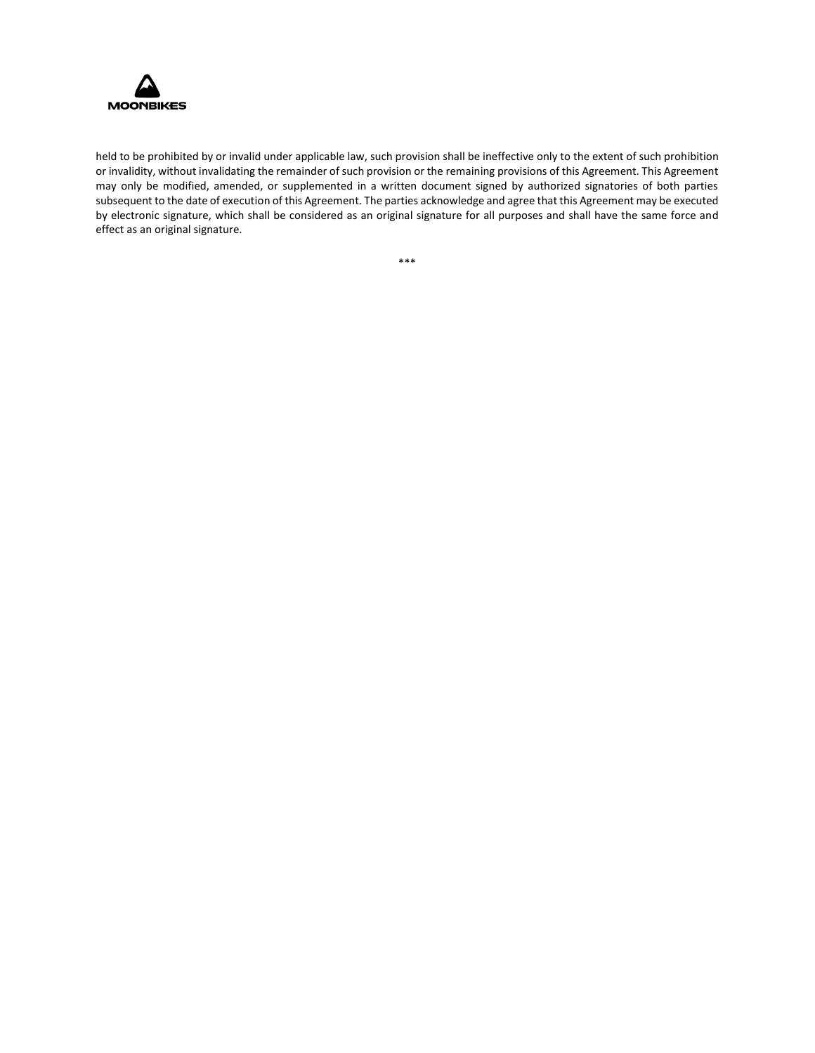held to be prohibited by or invalid under applicable law, such provision shall be ineffective only to the extent of such prohibition or invalidity, without invalidating the remainder of such provision or the remaining provisions of this Agreement. This Agreement may only be modified, amended, or supplemented in a written document signed by authorized signatories of both parties subsequent to the date of execution of this Agreement. The parties acknowledge and agree that this Agreement may be executed by electronic signature, which shall be considered as an original signature for all purposes and shall have the same force and effect as an original signature.

***